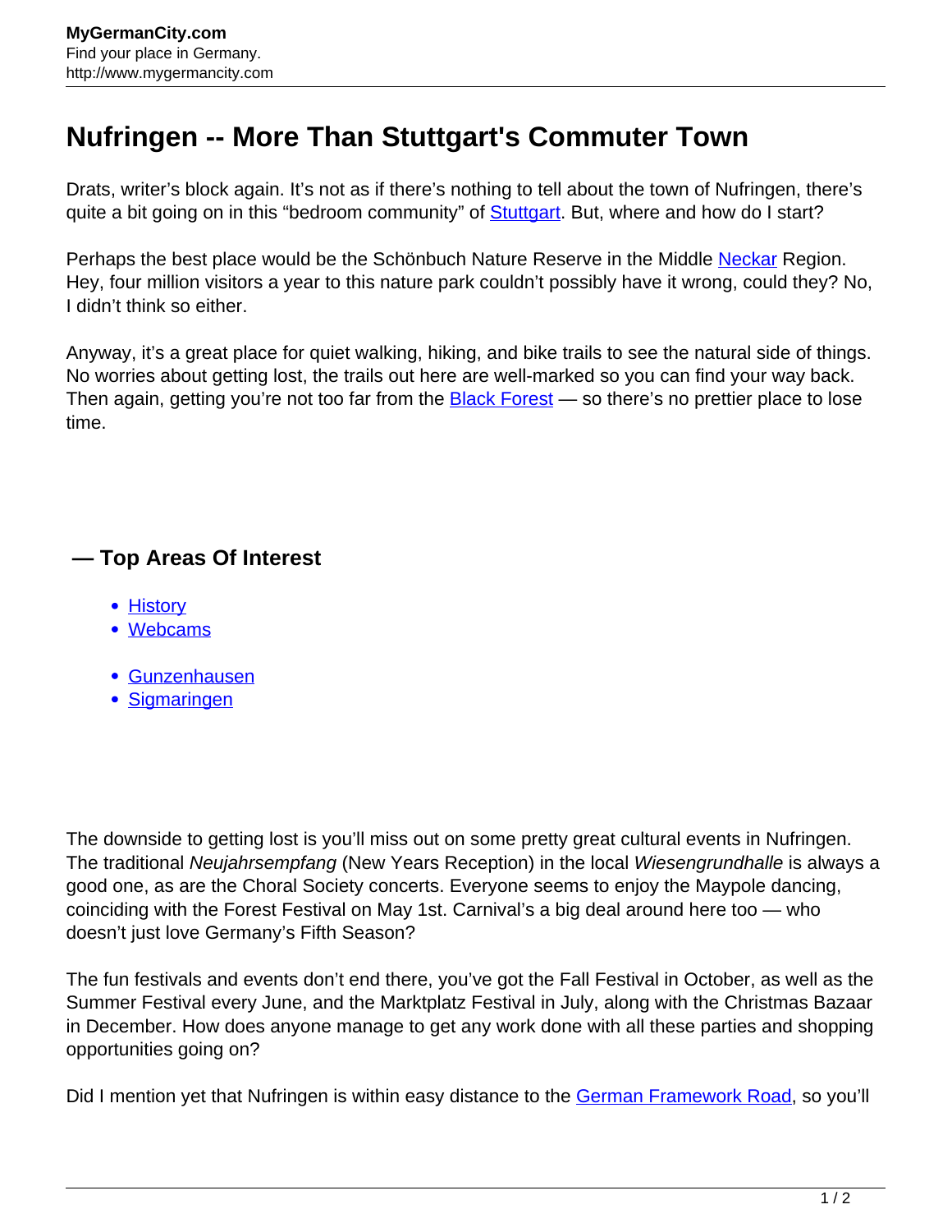# Nufringen -- More Than Stuttgart's Commuter Town

Drats, writer's block again. It's not as if there's nothing to tell about the town of Nufringen, there's quite a bit going on in this "bedroom community" of Stuttgart. But, where and how do I start?

Perhaps the best place would be the Schönbuch Nature Reserve in the Middle Neckar Region. Hey, four million visitors a year to this nature park couldn't possibly have it wrong, could they? No, I didn't think so either.

Anyway, it's a great place for quiet walking, hiking, and bike trails to see the natural side of things. No worries about getting lost, the trails out here are well-marked so you can find your way back. Then again, getting you're not too far from the Black Forest — so there's no prettier place to lose time.

## — Top Areas Of Interest

- History
- Webcams

- Gunzenhausen
- Sigmaringen

The downside to getting lost is you'll miss out on some pretty great cultural events in Nufringen. The traditional *Neujahrsempfang* (New Years Reception) in the local *Wiesengrundhalle* is always a good one, as are the Choral Society concerts. Everyone seems to enjoy the Maypole dancing, coinciding with the Forest Festival on May 1st. Carnival's a big deal around here too — who doesn't just love Germany's Fifth Season?

The fun festivals and events don't end there, you've got the Fall Festival in October, as well as the Summer Festival every June, and the Marktplatz Festival in July, along with the Christmas Bazaar in December. How does anyone manage to get any work done with all these parties and shopping opportunities going on?

Did I mention yet that Nufringen is within easy distance to the German Framework Road, so you'll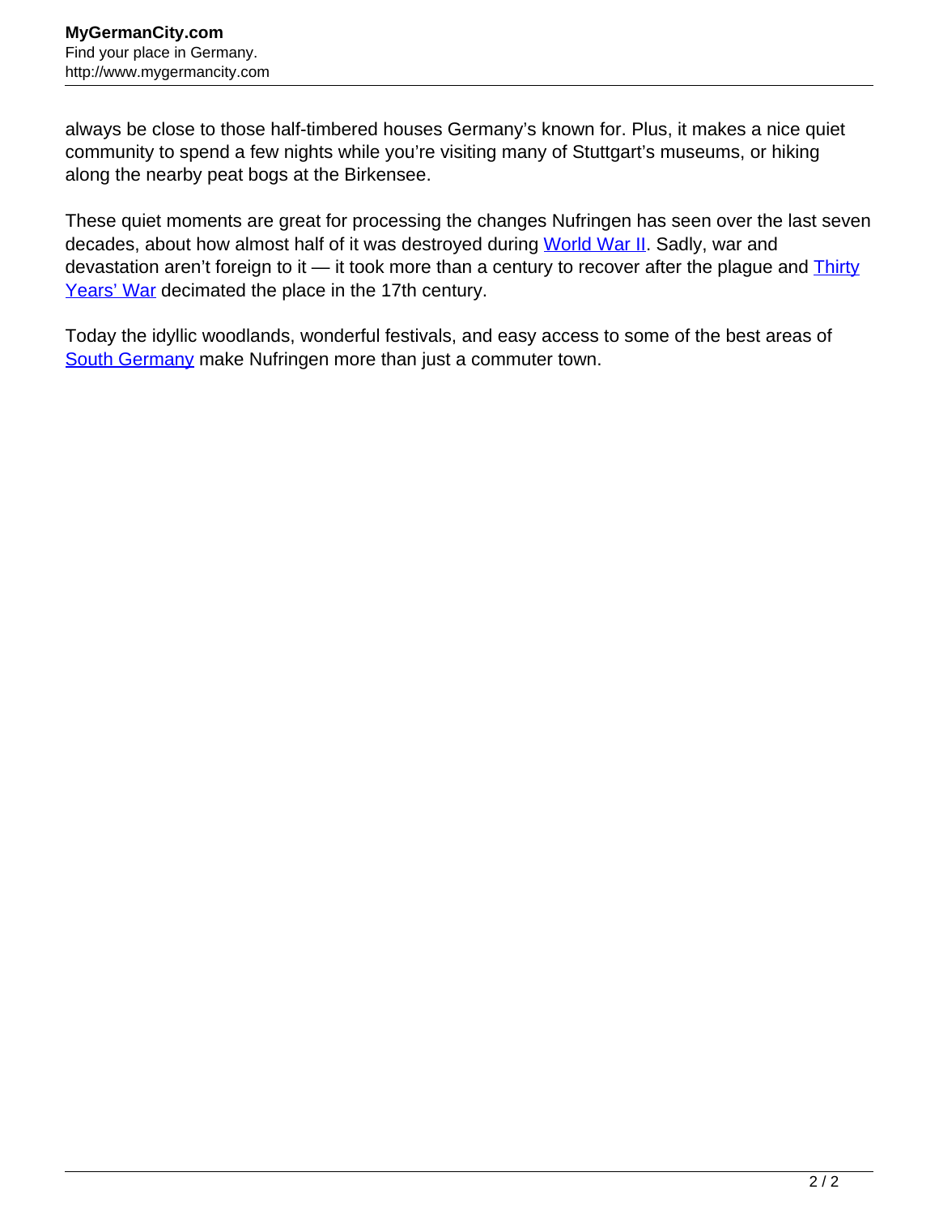always be close to those half-timbered houses Germany's known for. Plus, it makes a nice quiet community to spend a few nights while you're visiting many of Stuttgart's museums, or hiking along the nearby peat bogs at the Birkensee.

These quiet moments are great for processing the changes Nufringen has seen over the last seven decades, about how almost half of it was destroyed during World War II. Sadly, war and devastation aren't foreign to it — it took more than a century to recover after the plague and Thirty Years' War decimated the place in the 17th century.

Today the idyllic woodlands, wonderful festivals, and easy access to some of the best areas of South Germany make Nufringen more than just a commuter town.